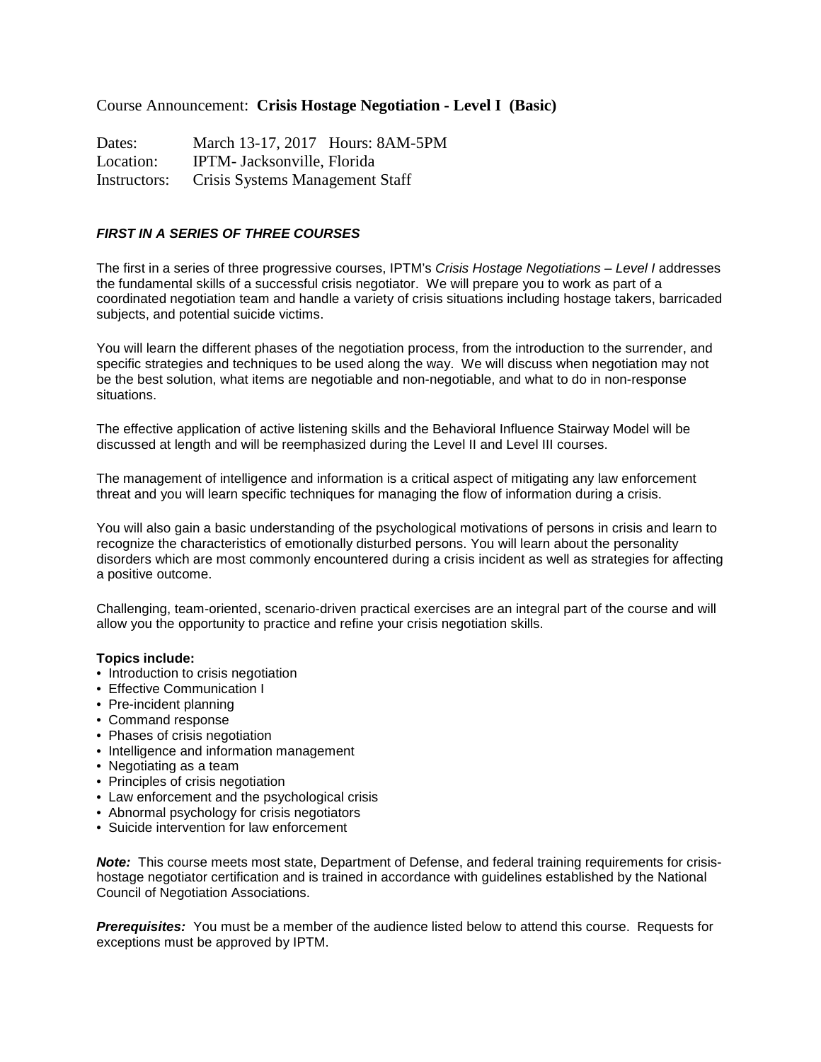Course Announcement: **Crisis Hostage Negotiation - Level I (Basic)**

Dates: March 13-17, 2017 Hours: 8AM-5PM
Location: IPTM- Jacksonville, Florida
Instructors: Crisis Systems Management Staff

***FIRST IN A SERIES OF THREE COURSES***

The first in a series of three progressive courses, IPTM's *Crisis Hostage Negotiations – Level I* addresses the fundamental skills of a successful crisis negotiator. We will prepare you to work as part of a coordinated negotiation team and handle a variety of crisis situations including hostage takers, barricaded subjects, and potential suicide victims.

You will learn the different phases of the negotiation process, from the introduction to the surrender, and specific strategies and techniques to be used along the way. We will discuss when negotiation may not be the best solution, what items are negotiable and non-negotiable, and what to do in non-response situations.

The effective application of active listening skills and the Behavioral Influence Stairway Model will be discussed at length and will be reemphasized during the Level II and Level III courses.

The management of intelligence and information is a critical aspect of mitigating any law enforcement threat and you will learn specific techniques for managing the flow of information during a crisis.

You will also gain a basic understanding of the psychological motivations of persons in crisis and learn to recognize the characteristics of emotionally disturbed persons. You will learn about the personality disorders which are most commonly encountered during a crisis incident as well as strategies for affecting a positive outcome.

Challenging, team-oriented, scenario-driven practical exercises are an integral part of the course and will allow you the opportunity to practice and refine your crisis negotiation skills.

**Topics include:**

- Introduction to crisis negotiation
- Effective Communication I
- Pre-incident planning
- Command response
- Phases of crisis negotiation
- Intelligence and information management
- Negotiating as a team
- Principles of crisis negotiation
- Law enforcement and the psychological crisis
- Abnormal psychology for crisis negotiators
- Suicide intervention for law enforcement

***Note:*** This course meets most state, Department of Defense, and federal training requirements for crisis-hostage negotiator certification and is trained in accordance with guidelines established by the National Council of Negotiation Associations.

***Prerequisites:*** You must be a member of the audience listed below to attend this course. Requests for exceptions must be approved by IPTM.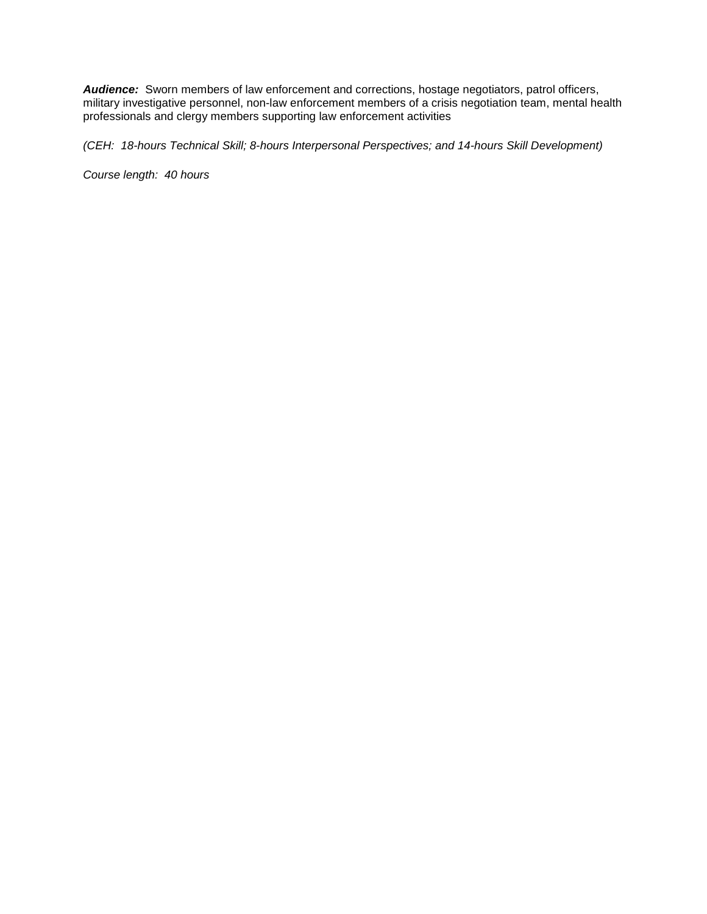***Audience:*** Sworn members of law enforcement and corrections, hostage negotiators, patrol officers, military investigative personnel, non-law enforcement members of a crisis negotiation team, mental health professionals and clergy members supporting law enforcement activities

*(CEH: 18-hours Technical Skill; 8-hours Interpersonal Perspectives; and 14-hours Skill Development)*

*Course length: 40 hours*